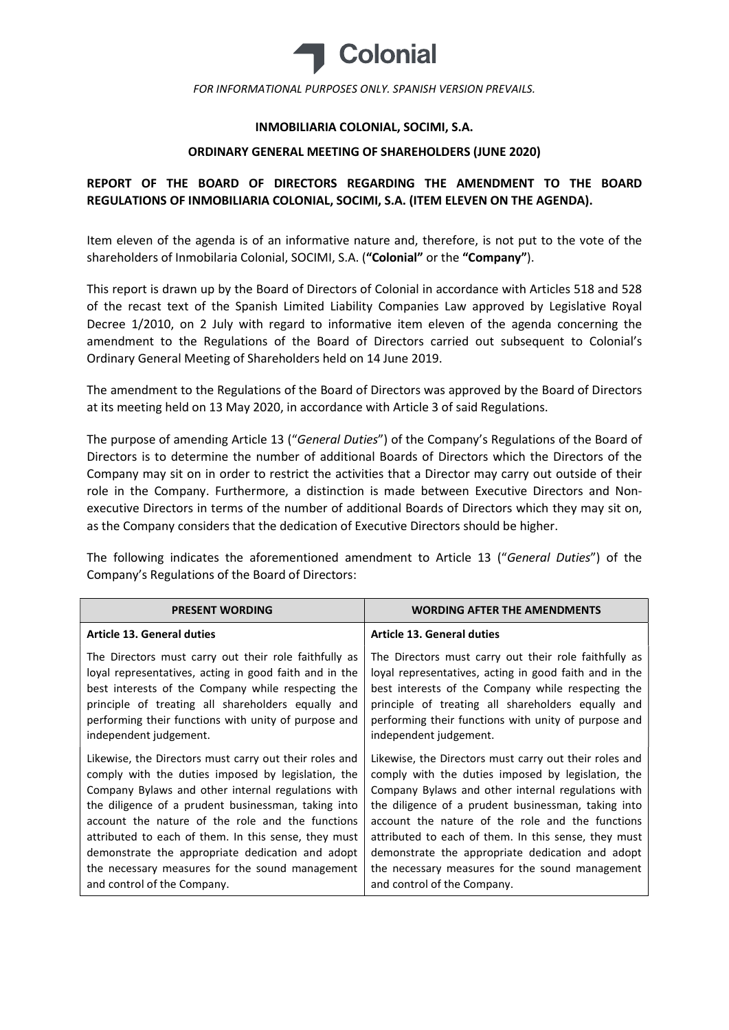Colonial

*FOR INFORMATIONAL PURPOSES ONLY. SPANISH VERSION PREVAILS.*

**INMOBILIARIA COLONIAL, SOCIMI, S.A.**

**ORDINARY GENERAL MEETING OF SHAREHOLDERS (JUNE 2020)**

**REPORT OF THE BOARD OF DIRECTORS REGARDING THE AMENDMENT TO THE BOARD REGULATIONS OF INMOBILIARIA COLONIAL, SOCIMI, S.A. (ITEM ELEVEN ON THE AGENDA).**

Item eleven of the agenda is of an informative nature and, therefore, is not put to the vote of the shareholders of Inmobilaria Colonial, SOCIMI, S.A. (**"Colonial"** or the **"Company"**).

This report is drawn up by the Board of Directors of Colonial in accordance with Articles 518 and 528 of the recast text of the Spanish Limited Liability Companies Law approved by Legislative Royal Decree 1/2010, on 2 July with regard to informative item eleven of the agenda concerning the amendment to the Regulations of the Board of Directors carried out subsequent to Colonial's Ordinary General Meeting of Shareholders held on 14 June 2019.

The amendment to the Regulations of the Board of Directors was approved by the Board of Directors at its meeting held on 13 May 2020, in accordance with Article 3 of said Regulations.

The purpose of amending Article 13 ("*General Duties*") of the Company's Regulations of the Board of Directors is to determine the number of additional Boards of Directors which the Directors of the Company may sit on in order to restrict the activities that a Director may carry out outside of their role in the Company. Furthermore, a distinction is made between Executive Directors and Non-executive Directors in terms of the number of additional Boards of Directors which they may sit on, as the Company considers that the dedication of Executive Directors should be higher.

The following indicates the aforementioned amendment to Article 13 ("*General Duties*") of the Company's Regulations of the Board of Directors:

| PRESENT WORDING | WORDING AFTER THE AMENDMENTS |
|---|---|
| **Article 13. General duties** | **Article 13. General duties** |
| The Directors must carry out their role faithfully as loyal representatives, acting in good faith and in the best interests of the Company while respecting the principle of treating all shareholders equally and performing their functions with unity of purpose and independent judgement. | The Directors must carry out their role faithfully as loyal representatives, acting in good faith and in the best interests of the Company while respecting the principle of treating all shareholders equally and performing their functions with unity of purpose and independent judgement. |
| Likewise, the Directors must carry out their roles and comply with the duties imposed by legislation, the Company Bylaws and other internal regulations with the diligence of a prudent businessman, taking into account the nature of the role and the functions attributed to each of them. In this sense, they must demonstrate the appropriate dedication and adopt the necessary measures for the sound management and control of the Company. | Likewise, the Directors must carry out their roles and comply with the duties imposed by legislation, the Company Bylaws and other internal regulations with the diligence of a prudent businessman, taking into account the nature of the role and the functions attributed to each of them. In this sense, they must demonstrate the appropriate dedication and adopt the necessary measures for the sound management and control of the Company. |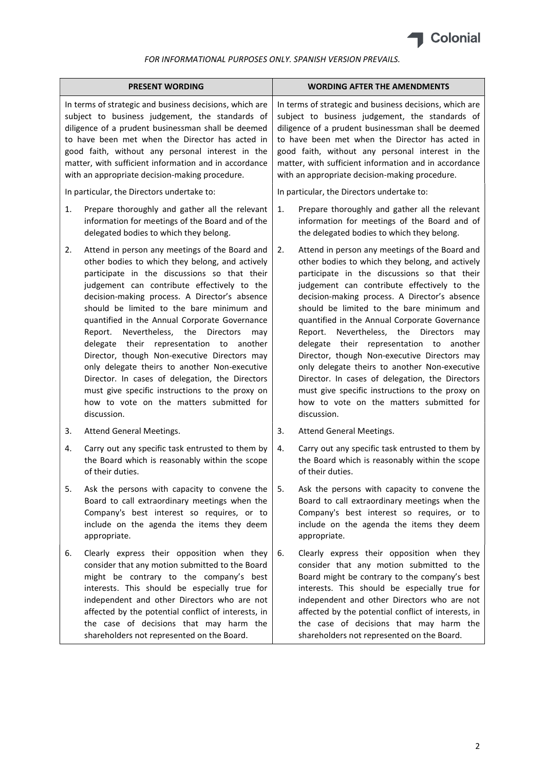*FOR INFORMATIONAL PURPOSES ONLY. SPANISH VERSION PREVAILS.*

| PRESENT WORDING | WORDING AFTER THE AMENDMENTS |
|---|---|
| In terms of strategic and business decisions, which are subject to business judgement, the standards of diligence of a prudent businessman shall be deemed to have been met when the Director has acted in good faith, without any personal interest in the matter, with sufficient information and in accordance with an appropriate decision-making procedure. | In terms of strategic and business decisions, which are subject to business judgement, the standards of diligence of a prudent businessman shall be deemed to have been met when the Director has acted in good faith, without any personal interest in the matter, with sufficient information and in accordance with an appropriate decision-making procedure. |
| In particular, the Directors undertake to: | In particular, the Directors undertake to: |
| 1. Prepare thoroughly and gather all the relevant information for meetings of the Board and of the delegated bodies to which they belong. | 1. Prepare thoroughly and gather all the relevant information for meetings of the Board and of the delegated bodies to which they belong. |
| 2. Attend in person any meetings of the Board and other bodies to which they belong, and actively participate in the discussions so that their judgement can contribute effectively to the decision-making process. A Director's absence should be limited to the bare minimum and quantified in the Annual Corporate Governance Report. Nevertheless, the Directors may delegate their representation to another Director, though Non-executive Directors may only delegate theirs to another Non-executive Director. In cases of delegation, the Directors must give specific instructions to the proxy on how to vote on the matters submitted for discussion. | 2. Attend in person any meetings of the Board and other bodies to which they belong, and actively participate in the discussions so that their judgement can contribute effectively to the decision-making process. A Director's absence should be limited to the bare minimum and quantified in the Annual Corporate Governance Report. Nevertheless, the Directors may delegate their representation to another Director, though Non-executive Directors may only delegate theirs to another Non-executive Director. In cases of delegation, the Directors must give specific instructions to the proxy on how to vote on the matters submitted for discussion. |
| 3. Attend General Meetings. | 3. Attend General Meetings. |
| 4. Carry out any specific task entrusted to them by the Board which is reasonably within the scope of their duties. | 4. Carry out any specific task entrusted to them by the Board which is reasonably within the scope of their duties. |
| 5. Ask the persons with capacity to convene the Board to call extraordinary meetings when the Company's best interest so requires, or to include on the agenda the items they deem appropriate. | 5. Ask the persons with capacity to convene the Board to call extraordinary meetings when the Company's best interest so requires, or to include on the agenda the items they deem appropriate. |
| 6. Clearly express their opposition when they consider that any motion submitted to the Board might be contrary to the company's best interests. This should be especially true for independent and other Directors who are not affected by the potential conflict of interests, in the case of decisions that may harm the shareholders not represented on the Board. | 6. Clearly express their opposition when they consider that any motion submitted to the Board might be contrary to the company's best interests. This should be especially true for independent and other Directors who are not affected by the potential conflict of interests, in the case of decisions that may harm the shareholders not represented on the Board. |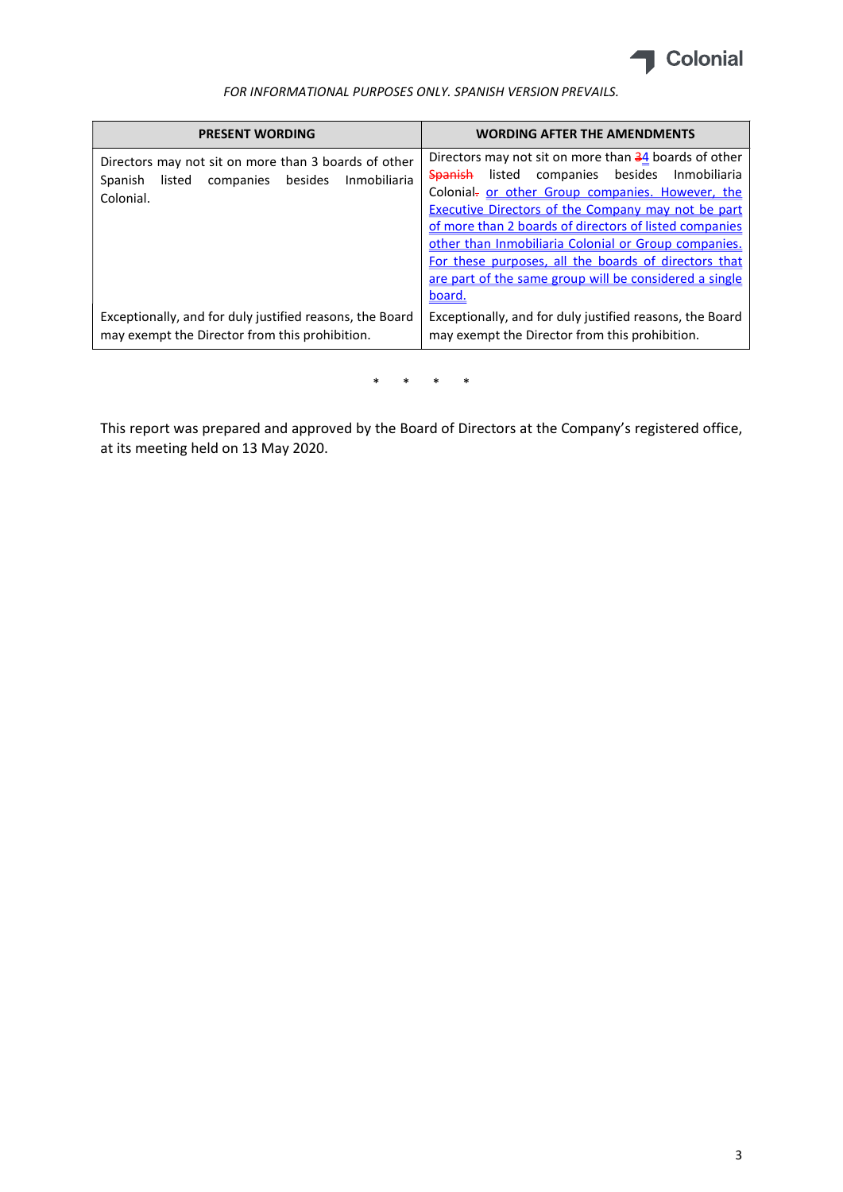*FOR INFORMATIONAL PURPOSES ONLY. SPANISH VERSION PREVAILS.*

| PRESENT WORDING | WORDING AFTER THE AMENDMENTS |
|---|---|
| Directors may not sit on more than 3 boards of other Spanish listed companies besides Inmobiliaria Colonial. | Directors may not sit on more than ~~3~~4 boards of other ~~Spanish~~ listed companies besides Inmobiliaria Colonial~~.~~ or other Group companies. However, the Executive Directors of the Company may not be part of more than 2 boards of directors of listed companies other than Inmobiliaria Colonial or Group companies. For these purposes, all the boards of directors that are part of the same group will be considered a single board. |
| Exceptionally, and for duly justified reasons, the Board may exempt the Director from this prohibition. | Exceptionally, and for duly justified reasons, the Board may exempt the Director from this prohibition. |

\* \* \* \*

This report was prepared and approved by the Board of Directors at the Company's registered office, at its meeting held on 13 May 2020.